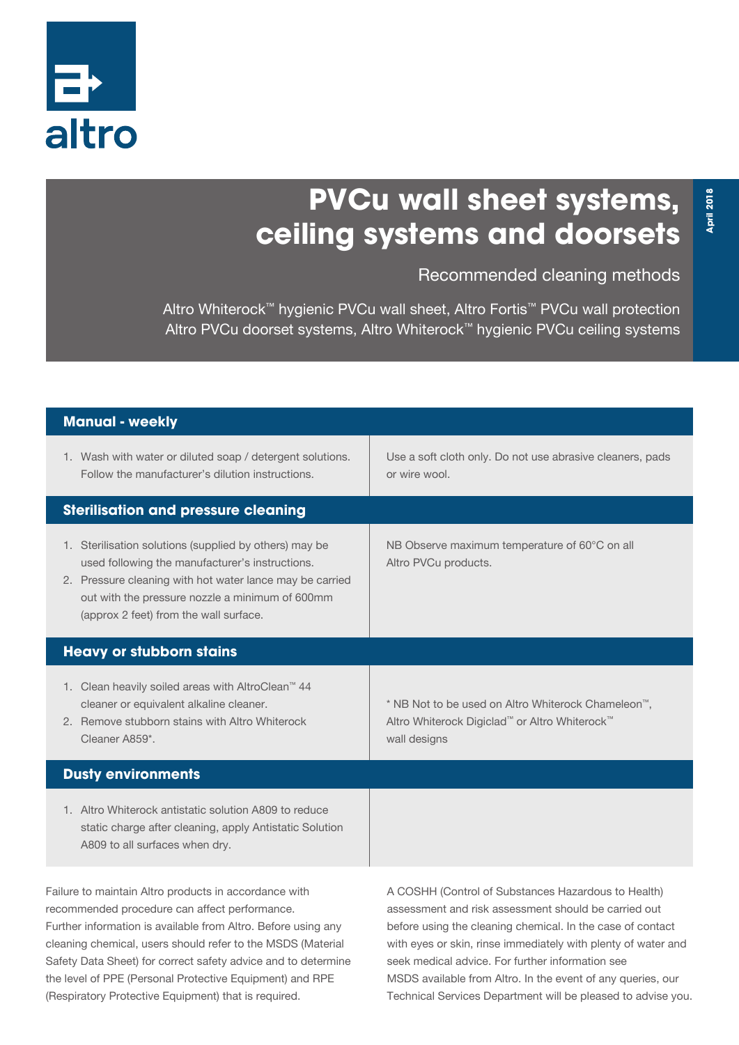altro

# PVCu wall sheet systems, ceiling systems and doorsets

Recommended cleaning methods

Altro Whiterock™ hygienic PVCu wall sheet, Altro Fortis™ PVCu wall protection
Altro PVCu doorset systems, Altro Whiterock™ hygienic PVCu ceiling systems

April 2018

## Manual - weekly

1. Wash with water or diluted soap / detergent solutions. Follow the manufacturer's dilution instructions.

Use a soft cloth only. Do not use abrasive cleaners, pads or wire wool.

## Sterilisation and pressure cleaning

1. Sterilisation solutions (supplied by others) may be used following the manufacturer's instructions.
2. Pressure cleaning with hot water lance may be carried out with the pressure nozzle a minimum of 600mm (approx 2 feet) from the wall surface.

NB Observe maximum temperature of 60°C on all Altro PVCu products.

## Heavy or stubborn stains

1. Clean heavily soiled areas with AltroClean™ 44 cleaner or equivalent alkaline cleaner.
2. Remove stubborn stains with Altro Whiterock Cleaner A859*.

* NB Not to be used on Altro Whiterock Chameleon™, Altro Whiterock Digiclad™ or Altro Whiterock™ wall designs

## Dusty environments

1. Altro Whiterock antistatic solution A809 to reduce static charge after cleaning, apply Antistatic Solution A809 to all surfaces when dry.

Failure to maintain Altro products in accordance with recommended procedure can affect performance. Further information is available from Altro. Before using any cleaning chemical, users should refer to the MSDS (Material Safety Data Sheet) for correct safety advice and to determine the level of PPE (Personal Protective Equipment) and RPE (Respiratory Protective Equipment) that is required.

A COSHH (Control of Substances Hazardous to Health) assessment and risk assessment should be carried out before using the cleaning chemical. In the case of contact with eyes or skin, rinse immediately with plenty of water and seek medical advice. For further information see MSDS available from Altro. In the event of any queries, our Technical Services Department will be pleased to advise you.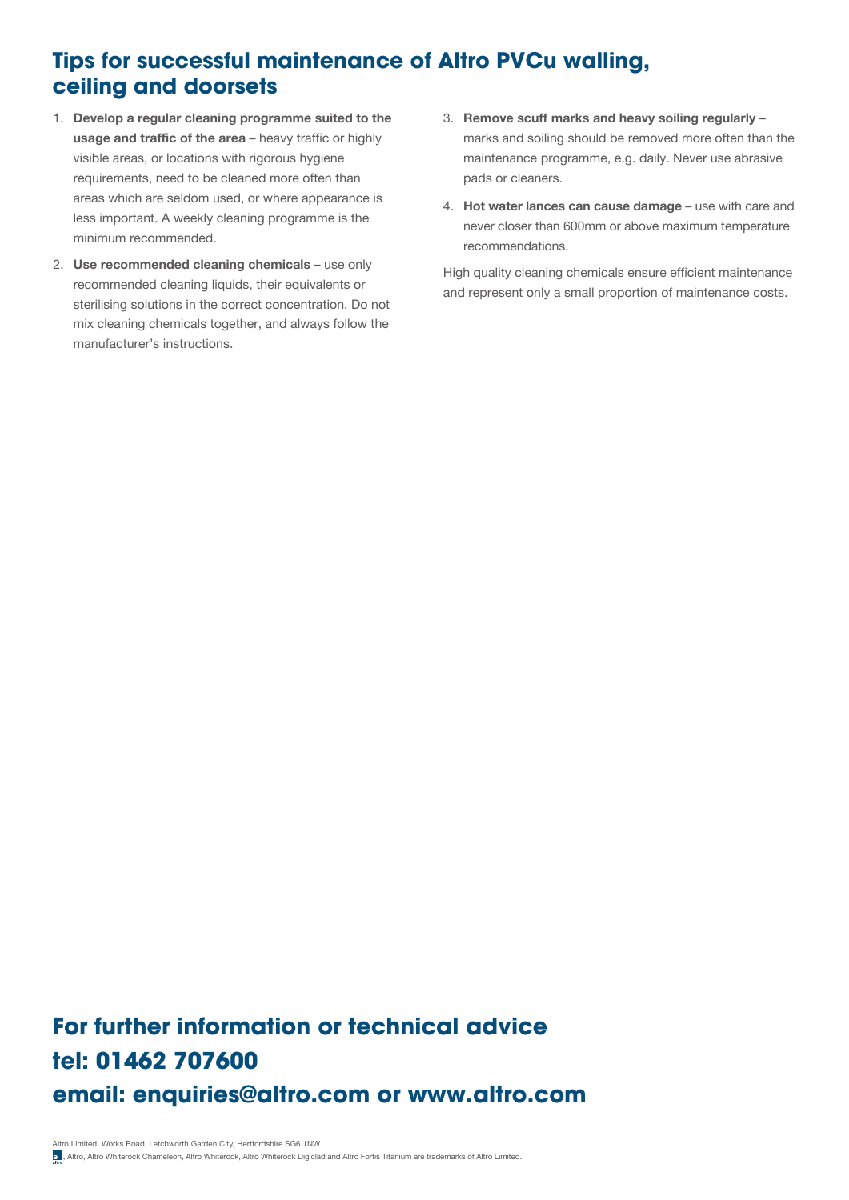## Tips for successful maintenance of Altro PVCu walling, ceiling and doorsets

1. **Develop a regular cleaning programme suited to the usage and traffic of the area** – heavy traffic or highly visible areas, or locations with rigorous hygiene requirements, need to be cleaned more often than areas which are seldom used, or where appearance is less important. A weekly cleaning programme is the minimum recommended.
2. **Use recommended cleaning chemicals** – use only recommended cleaning liquids, their equivalents or sterilising solutions in the correct concentration. Do not mix cleaning chemicals together, and always follow the manufacturer's instructions.
3. **Remove scuff marks and heavy soiling regularly** – marks and soiling should be removed more often than the maintenance programme, e.g. daily. Never use abrasive pads or cleaners.
4. **Hot water lances can cause damage** – use with care and never closer than 600mm or above maximum temperature recommendations.

High quality cleaning chemicals ensure efficient maintenance and represent only a small proportion of maintenance costs.

## For further information or technical advice
## tel: 01462 707600
## email: enquiries@altro.com or www.altro.com

Altro Limited, Works Road, Letchworth Garden City, Hertfordshire SG6 1NW.

, Altro, Altro Whiterock Chameleon, Altro Whiterock, Altro Whiterock Digiclad and Altro Fortis Titanium are trademarks of Altro Limited.